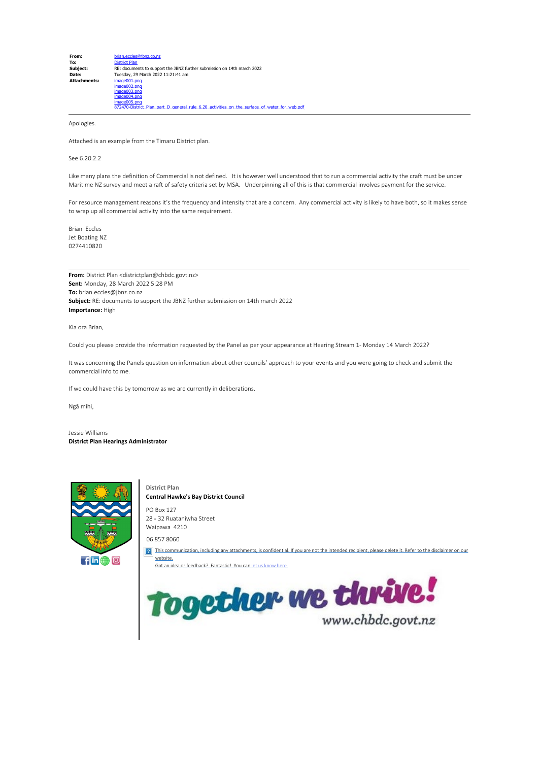| | |
|---|---|
| **From:** | brian.eccles@jbnz.co.nz |
| **To:** | District Plan |
| **Subject:** | RE: documents to support the JBNZ further submission on 14th march 2022 |
| **Date:** | Tuesday, 29 March 2022 11:21:41 am |
| **Attachments:** | image001.png<br>image002.png<br>image003.png<br>image004.png<br>image005.png<br>872470-District_Plan_part_D_general_rule_6.20_activities_on_the_surface_of_water_for_web.pdf |

Apologies.

Attached is an example from the Timaru District plan.

See 6.20.2.2

Like many plans the definition of Commercial is not defined. It is however well understood that to run a commercial activity the craft must be under Maritime NZ survey and meet a raft of safety criteria set by MSA. Underpinning all of this is that commercial involves payment for the service.

For resource management reasons it's the frequency and intensity that are a concern. Any commercial activity is likely to have both, so it makes sense to wrap up all commercial activity into the same requirement.

Brian Eccles
Jet Boating NZ
0274410820

---

**From:** District Plan <districtplan@chbdc.govt.nz>
**Sent:** Monday, 28 March 2022 5:28 PM
**To:** brian.eccles@jbnz.co.nz
**Subject:** RE: documents to support the JBNZ further submission on 14th march 2022
**Importance:** High

Kia ora Brian,

Could you please provide the information requested by the Panel as per your appearance at Hearing Stream 1- Monday 14 March 2022?

It was concerning the Panels question on information about other councils' approach to your events and you were going to check and submit the commercial info to me.

If we could have this by tomorrow as we are currently in deliberations.

Ngā mihi,

Jessie Williams
**District Plan Hearings Administrator**

**District Plan**
**Central Hawke's Bay District Council**

PO Box 127
28 - 32 Ruataniwha Street
Waipawa 4210

06 857 8060

This communication, including any attachments, is confidential. If you are not the intended recipient, please delete it. Refer to the disclaimer on our website.
Got an idea or feedback? Fantastic! You can let us know here

Together we thrive!
www.chbdc.govt.nz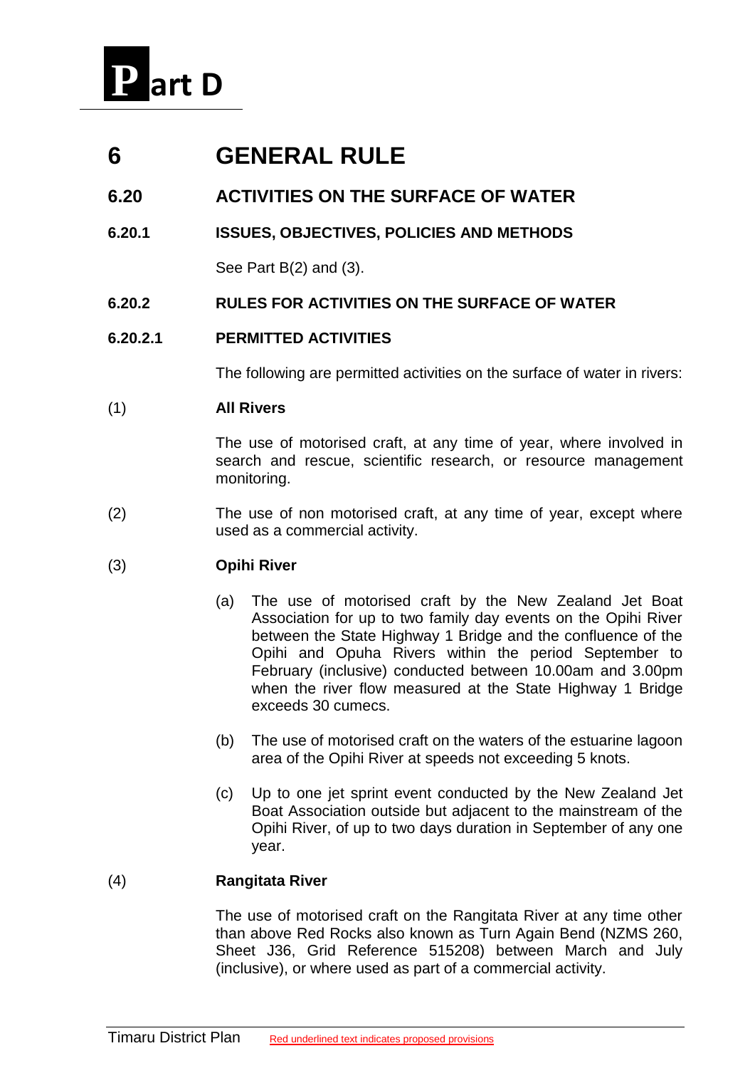# Part D

# 6 GENERAL RULE

## 6.20 ACTIVITIES ON THE SURFACE OF WATER

### 6.20.1 ISSUES, OBJECTIVES, POLICIES AND METHODS

See Part B(2) and (3).

### 6.20.2 RULES FOR ACTIVITIES ON THE SURFACE OF WATER

#### 6.20.2.1 PERMITTED ACTIVITIES

The following are permitted activities on the surface of water in rivers:

(1) **All Rivers**

The use of motorised craft, at any time of year, where involved in search and rescue, scientific research, or resource management monitoring.

(2) The use of non motorised craft, at any time of year, except where used as a commercial activity.

(3) **Opihi River**

- (a) The use of motorised craft by the New Zealand Jet Boat Association for up to two family day events on the Opihi River between the State Highway 1 Bridge and the confluence of the Opihi and Opuha Rivers within the period September to February (inclusive) conducted between 10.00am and 3.00pm when the river flow measured at the State Highway 1 Bridge exceeds 30 cumecs.
- (b) The use of motorised craft on the waters of the estuarine lagoon area of the Opihi River at speeds not exceeding 5 knots.
- (c) Up to one jet sprint event conducted by the New Zealand Jet Boat Association outside but adjacent to the mainstream of the Opihi River, of up to two days duration in September of any one year.

(4) **Rangitata River**

The use of motorised craft on the Rangitata River at any time other than above Red Rocks also known as Turn Again Bend (NZMS 260, Sheet J36, Grid Reference 515208) between March and July (inclusive), or where used as part of a commercial activity.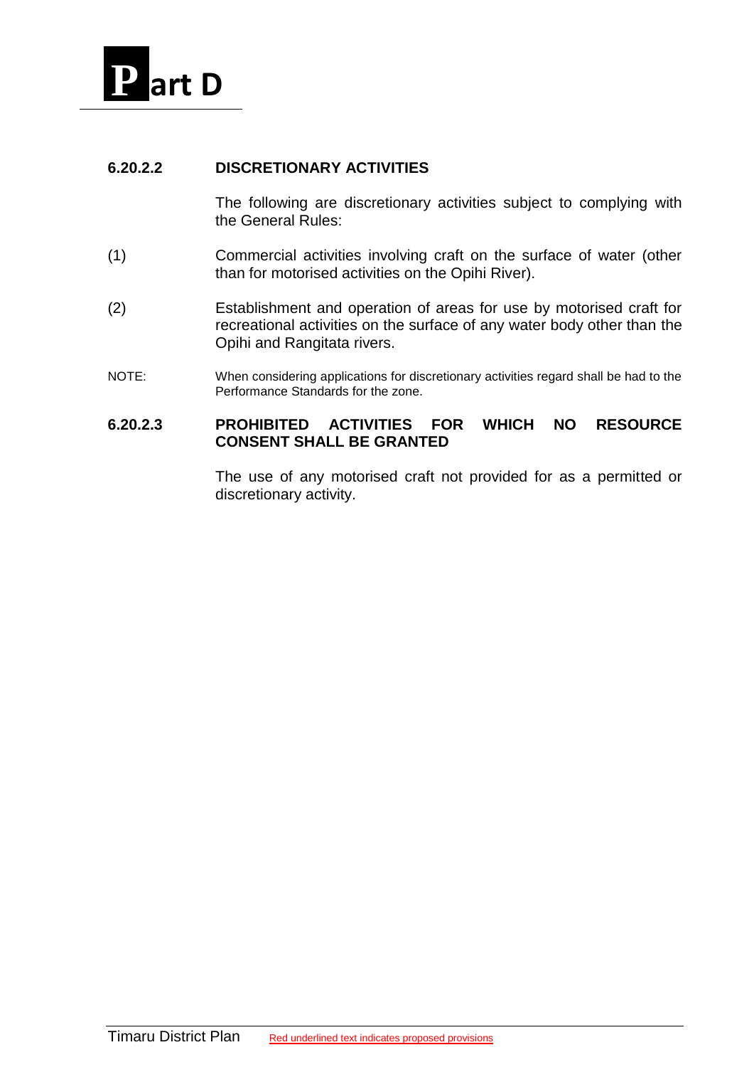#### 6.20.2.2 DISCRETIONARY ACTIVITIES

The following are discretionary activities subject to complying with the General Rules:

(1) Commercial activities involving craft on the surface of water (other than for motorised activities on the Opihi River).

(2) Establishment and operation of areas for use by motorised craft for recreational activities on the surface of any water body other than the Opihi and Rangitata rivers.

NOTE: When considering applications for discretionary activities regard shall be had to the Performance Standards for the zone.

#### 6.20.2.3 PROHIBITED ACTIVITIES FOR WHICH NO RESOURCE CONSENT SHALL BE GRANTED

The use of any motorised craft not provided for as a permitted or discretionary activity.